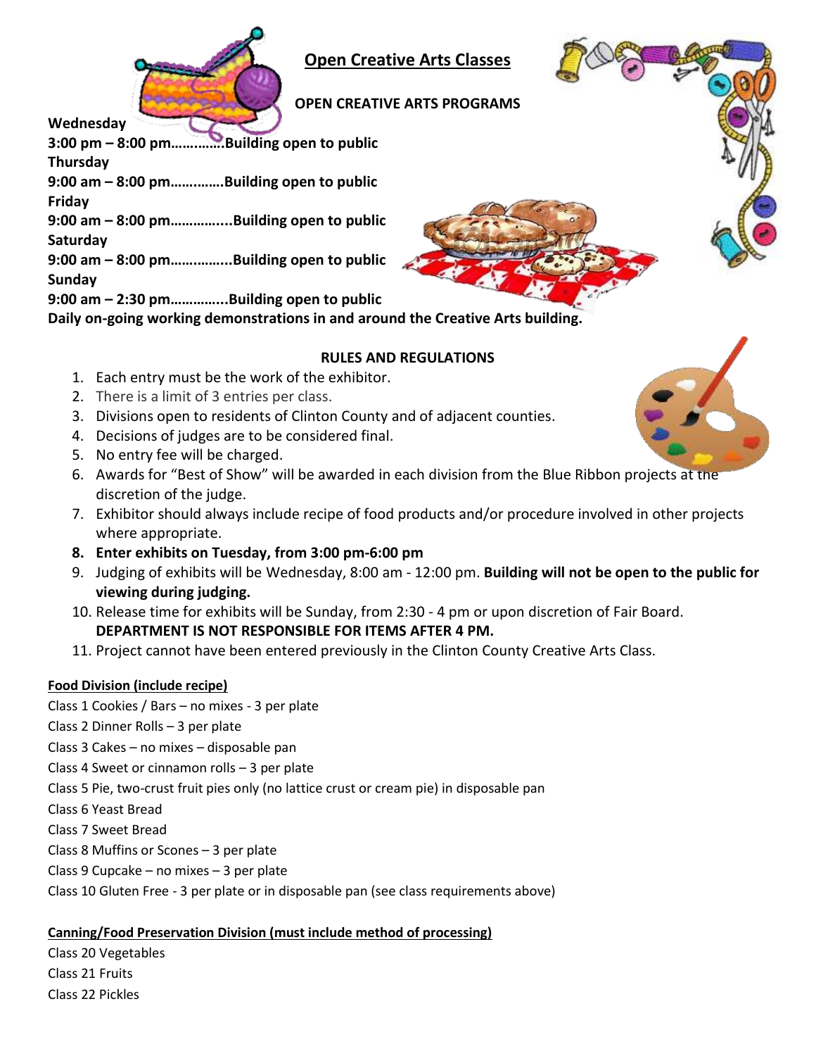# Open Creative Arts Classes

## OPEN CREATIVE ARTS PROGRAMS

**Wednesday**
**3:00 pm – 8:00 pm………….Building open to public**
**Thursday**
**9:00 am – 8:00 pm………….Building open to public**
**Friday**
**9:00 am – 8:00 pm…………...Building open to public**
**Saturday**
**9:00 am – 8:00 pm…………...Building open to public**
**Sunday**
**9:00 am – 2:30 pm…………..Building open to public**
**Daily on-going working demonstrations in and around the Creative Arts building.**

## RULES AND REGULATIONS

1. Each entry must be the work of the exhibitor.
2. There is a limit of 3 entries per class.
3. Divisions open to residents of Clinton County and of adjacent counties.
4. Decisions of judges are to be considered final.
5. No entry fee will be charged.
6. Awards for "Best of Show" will be awarded in each division from the Blue Ribbon projects at the discretion of the judge.
7. Exhibitor should always include recipe of food products and/or procedure involved in other projects where appropriate.
8. **Enter exhibits on Tuesday, from 3:00 pm-6:00 pm**
9. Judging of exhibits will be Wednesday, 8:00 am - 12:00 pm. **Building will not be open to the public for viewing during judging.**
10. Release time for exhibits will be Sunday, from 2:30 - 4 pm or upon discretion of Fair Board. **DEPARTMENT IS NOT RESPONSIBLE FOR ITEMS AFTER 4 PM.**
11. Project cannot have been entered previously in the Clinton County Creative Arts Class.

**Food Division (include recipe)**

Class 1 Cookies / Bars – no mixes - 3 per plate
Class 2 Dinner Rolls – 3 per plate
Class 3 Cakes – no mixes – disposable pan
Class 4 Sweet or cinnamon rolls – 3 per plate
Class 5 Pie, two-crust fruit pies only (no lattice crust or cream pie) in disposable pan
Class 6 Yeast Bread
Class 7 Sweet Bread
Class 8 Muffins or Scones – 3 per plate
Class 9 Cupcake – no mixes – 3 per plate
Class 10 Gluten Free - 3 per plate or in disposable pan (see class requirements above)

**Canning/Food Preservation Division (must include method of processing)**

Class 20 Vegetables
Class 21 Fruits
Class 22 Pickles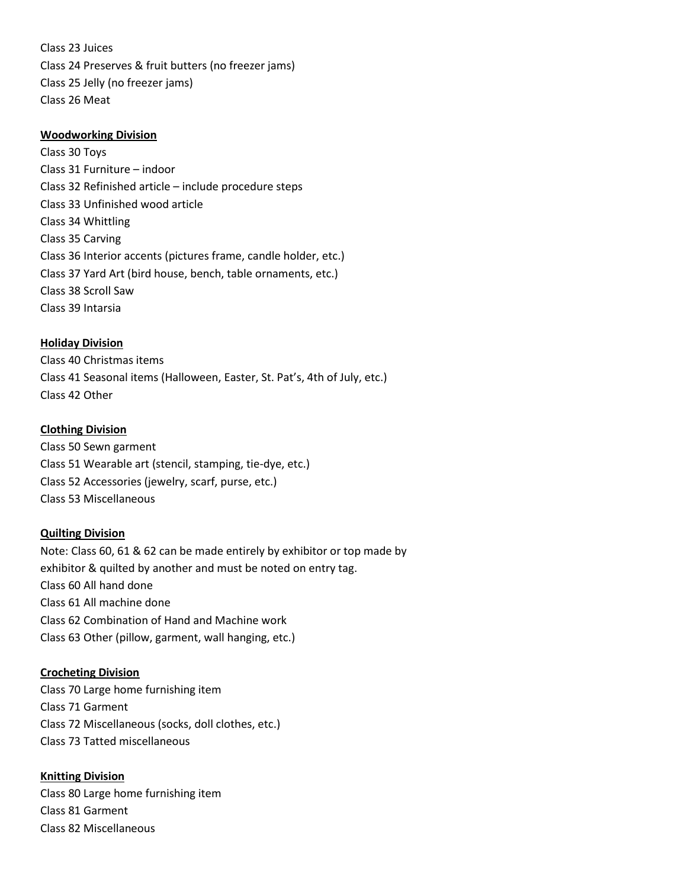Class 23 Juices
Class 24 Preserves & fruit butters (no freezer jams)
Class 25 Jelly (no freezer jams)
Class 26 Meat

**Woodworking Division**

Class 30 Toys
Class 31 Furniture – indoor
Class 32 Refinished article – include procedure steps
Class 33 Unfinished wood article
Class 34 Whittling
Class 35 Carving
Class 36 Interior accents (pictures frame, candle holder, etc.)
Class 37 Yard Art (bird house, bench, table ornaments, etc.)
Class 38 Scroll Saw
Class 39 Intarsia

**Holiday Division**

Class 40 Christmas items
Class 41 Seasonal items (Halloween, Easter, St. Pat's, 4th of July, etc.)
Class 42 Other

**Clothing Division**

Class 50 Sewn garment
Class 51 Wearable art (stencil, stamping, tie-dye, etc.)
Class 52 Accessories (jewelry, scarf, purse, etc.)
Class 53 Miscellaneous

**Quilting Division**

Note: Class 60, 61 & 62 can be made entirely by exhibitor or top made by exhibitor & quilted by another and must be noted on entry tag.
Class 60 All hand done
Class 61 All machine done
Class 62 Combination of Hand and Machine work
Class 63 Other (pillow, garment, wall hanging, etc.)

**Crocheting Division**

Class 70 Large home furnishing item
Class 71 Garment
Class 72 Miscellaneous (socks, doll clothes, etc.)
Class 73 Tatted miscellaneous

**Knitting Division**

Class 80 Large home furnishing item
Class 81 Garment
Class 82 Miscellaneous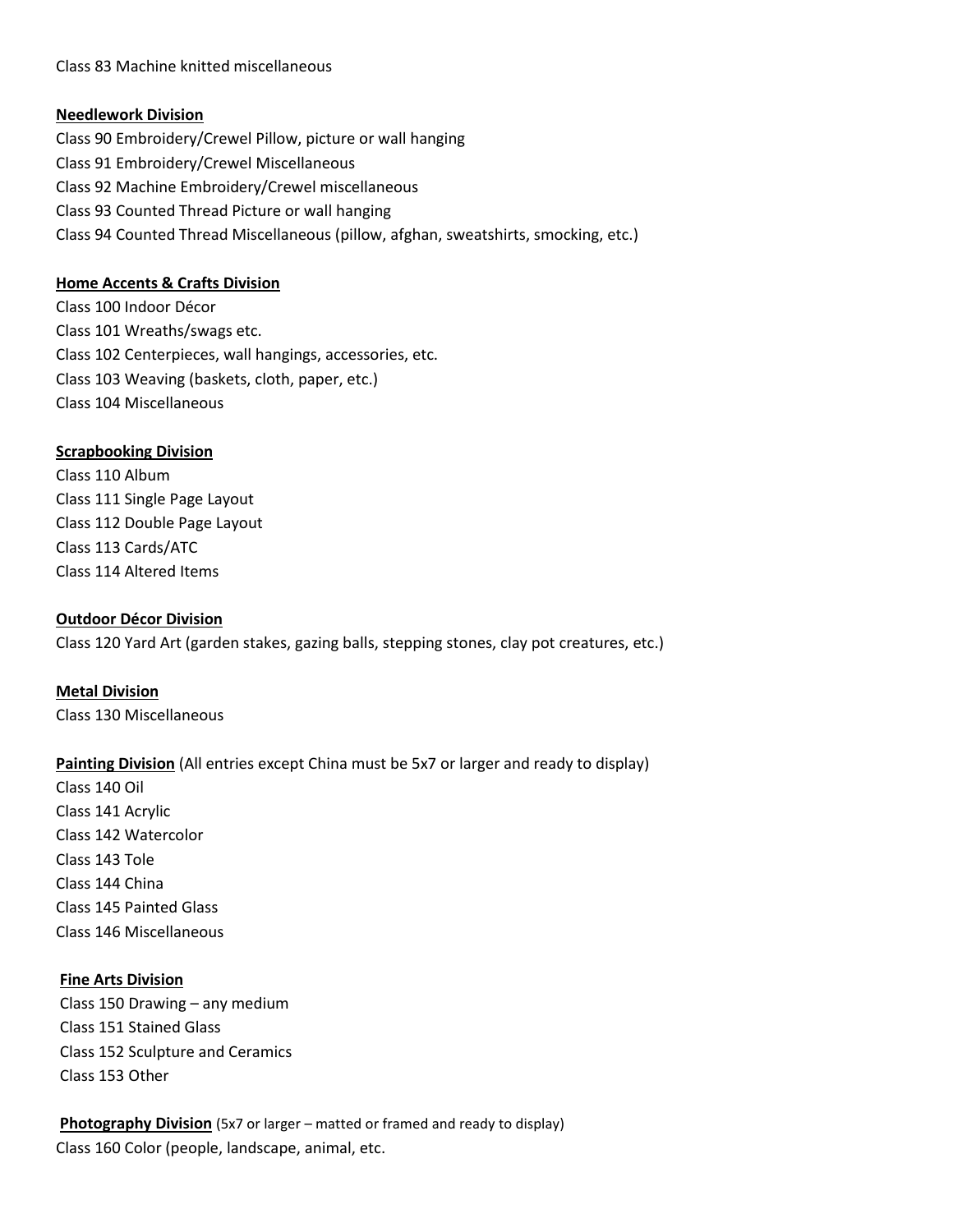Class 83 Machine knitted miscellaneous

**Needlework Division**

Class 90 Embroidery/Crewel Pillow, picture or wall hanging
Class 91 Embroidery/Crewel Miscellaneous
Class 92 Machine Embroidery/Crewel miscellaneous
Class 93 Counted Thread Picture or wall hanging
Class 94 Counted Thread Miscellaneous (pillow, afghan, sweatshirts, smocking, etc.)

**Home Accents & Crafts Division**

Class 100 Indoor Décor
Class 101 Wreaths/swags etc.
Class 102 Centerpieces, wall hangings, accessories, etc.
Class 103 Weaving (baskets, cloth, paper, etc.)
Class 104 Miscellaneous

**Scrapbooking Division**

Class 110 Album
Class 111 Single Page Layout
Class 112 Double Page Layout
Class 113 Cards/ATC
Class 114 Altered Items

**Outdoor Décor Division**

Class 120 Yard Art (garden stakes, gazing balls, stepping stones, clay pot creatures, etc.)

**Metal Division**

Class 130 Miscellaneous

**Painting Division** (All entries except China must be 5x7 or larger and ready to display)

Class 140 Oil
Class 141 Acrylic
Class 142 Watercolor
Class 143 Tole
Class 144 China
Class 145 Painted Glass
Class 146 Miscellaneous

**Fine Arts Division**

Class 150 Drawing – any medium
Class 151 Stained Glass
Class 152 Sculpture and Ceramics
Class 153 Other

**Photography Division** (5x7 or larger – matted or framed and ready to display)

Class 160 Color (people, landscape, animal, etc.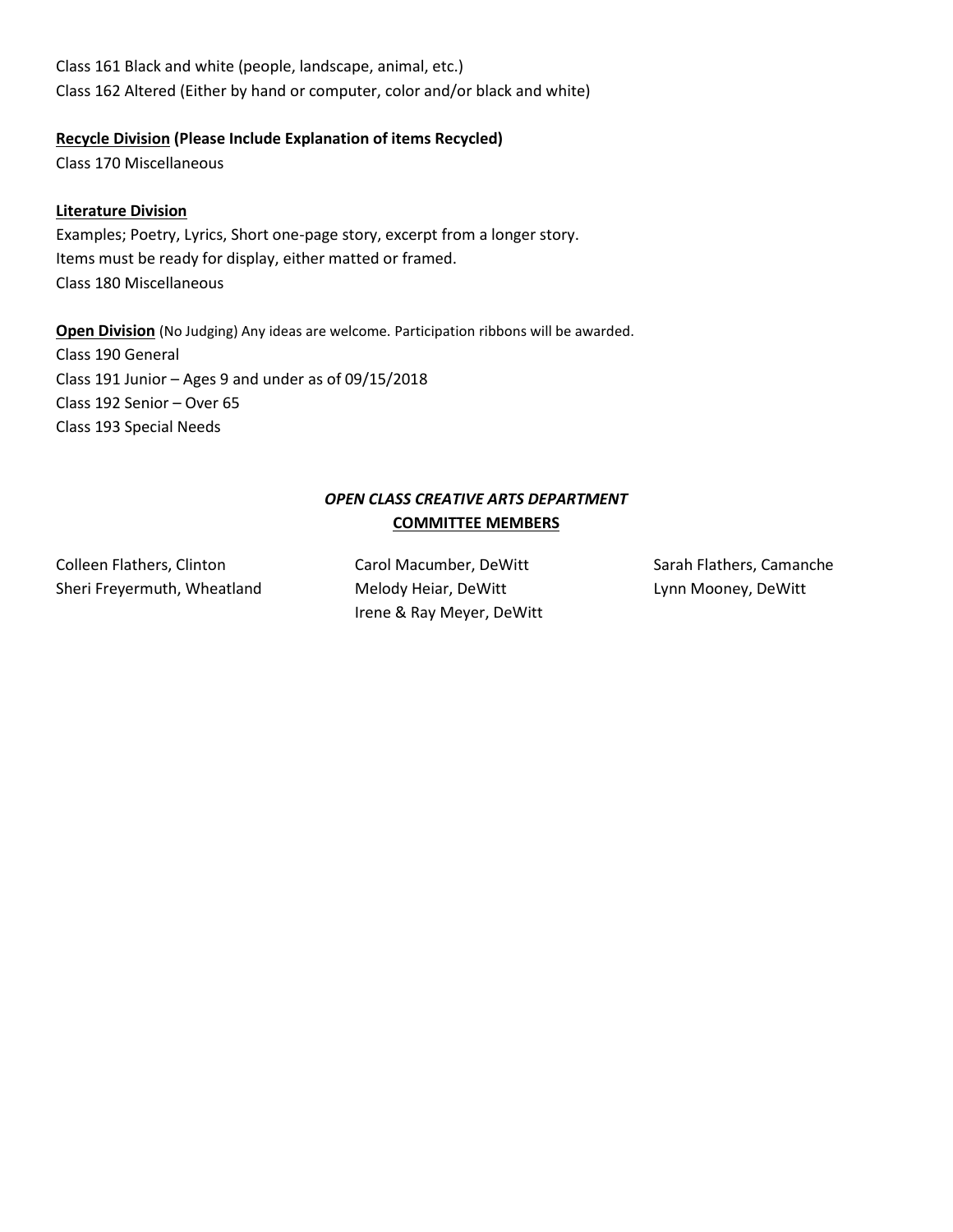Class 161 Black and white (people, landscape, animal, etc.)
Class 162 Altered (Either by hand or computer, color and/or black and white)

**Recycle Division (Please Include Explanation of items Recycled)**
Class 170 Miscellaneous

**Literature Division**
Examples; Poetry, Lyrics, Short one-page story, excerpt from a longer story.
Items must be ready for display, either matted or framed.
Class 180 Miscellaneous

**Open Division** (No Judging) Any ideas are welcome. Participation ribbons will be awarded.
Class 190 General
Class 191 Junior – Ages 9 and under as of 09/15/2018
Class 192 Senior – Over 65
Class 193 Special Needs

## *OPEN CLASS CREATIVE ARTS DEPARTMENT*
## COMMITTEE MEMBERS

Colleen Flathers, Clinton
Sheri Freyermuth, Wheatland
Carol Macumber, DeWitt
Melody Heiar, DeWitt
Irene & Ray Meyer, DeWitt
Sarah Flathers, Camanche
Lynn Mooney, DeWitt